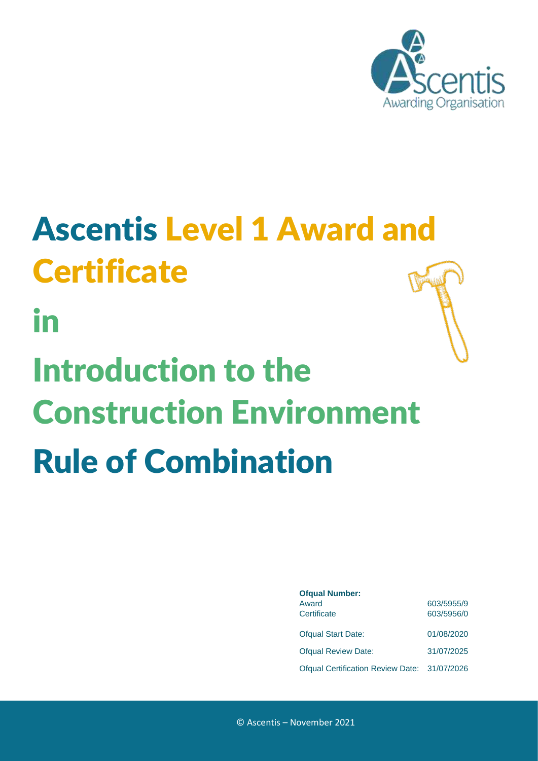# Ascentis Level 1 Award and Certificate in Introduction to the Construction Environment Rule of Combination

**Ofqual Number:**

| | |
|---|---|
| Award | 603/5955/9 |
| Certificate | 603/5956/0 |
| Ofqual Start Date: | 01/08/2020 |
| Ofqual Review Date: | 31/07/2025 |
| Ofqual Certification Review Date: | 31/07/2026 |

© Ascentis – November 2021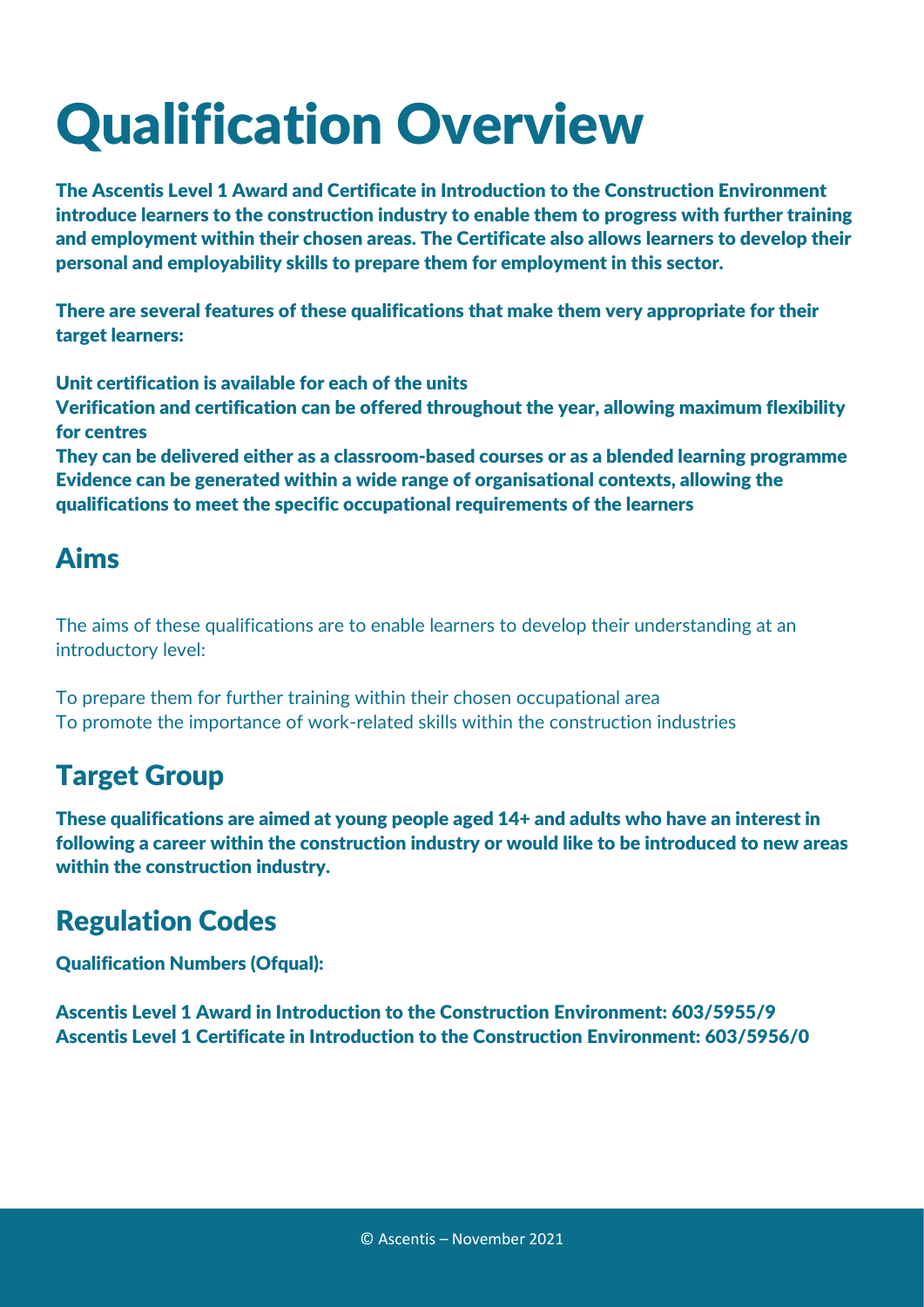# Qualification Overview

**The Ascentis Level 1 Award and Certificate in Introduction to the Construction Environment introduce learners to the construction industry to enable them to progress with further training and employment within their chosen areas. The Certificate also allows learners to develop their personal and employability skills to prepare them for employment in this sector.**

**There are several features of these qualifications that make them very appropriate for their target learners:**

**Unit certification is available for each of the units**
**Verification and certification can be offered throughout the year, allowing maximum flexibility for centres**
**They can be delivered either as a classroom-based courses or as a blended learning programme**
**Evidence can be generated within a wide range of organisational contexts, allowing the qualifications to meet the specific occupational requirements of the learners**

## Aims

The aims of these qualifications are to enable learners to develop their understanding at an introductory level:

To prepare them for further training within their chosen occupational area
To promote the importance of work-related skills within the construction industries

## Target Group

**These qualifications are aimed at young people aged 14+ and adults who have an interest in following a career within the construction industry or would like to be introduced to new areas within the construction industry.**

## Regulation Codes

**Qualification Numbers (Ofqual):**

**Ascentis Level 1 Award in Introduction to the Construction Environment: 603/5955/9**
**Ascentis Level 1 Certificate in Introduction to the Construction Environment: 603/5956/0**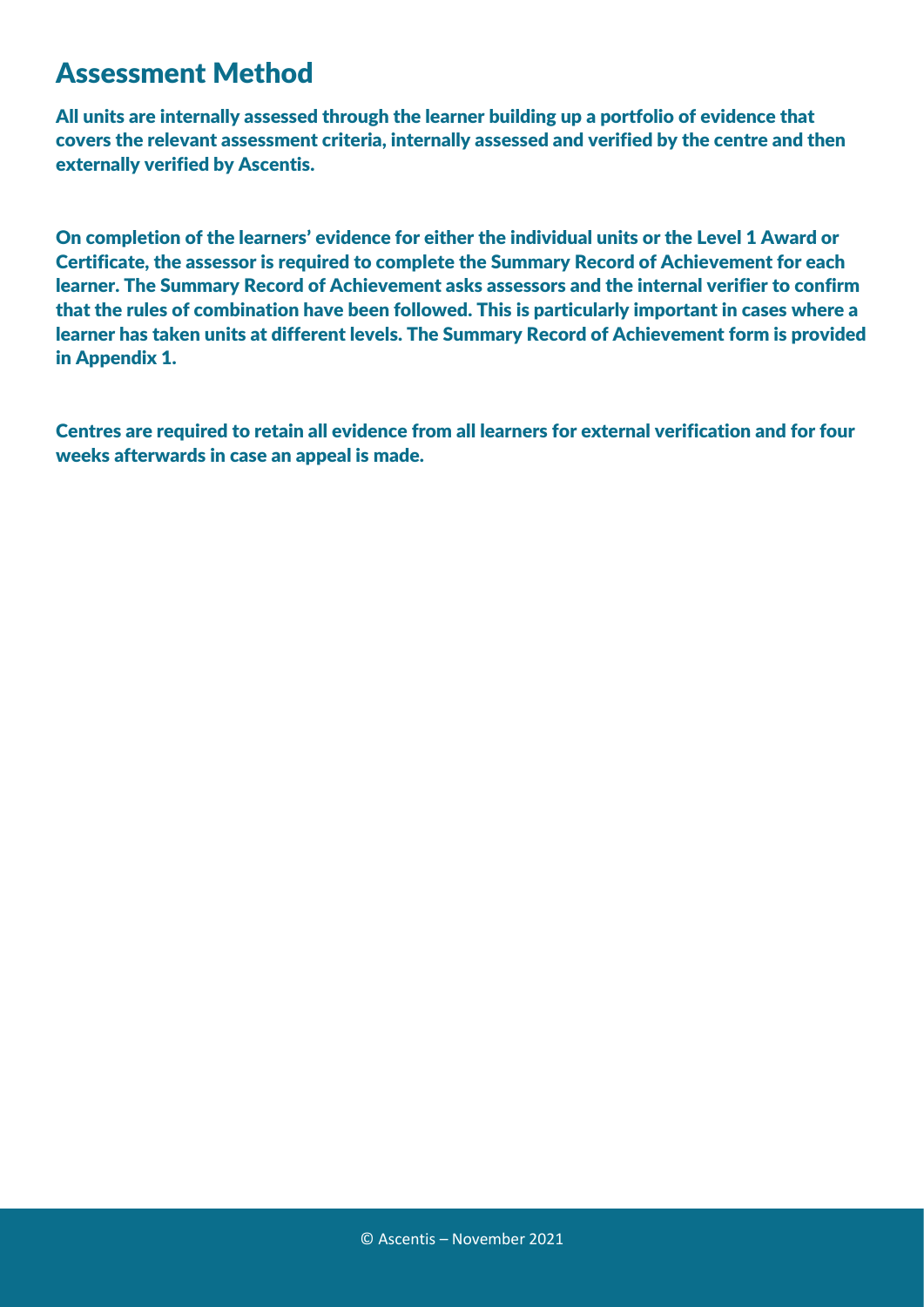## Assessment Method

**All units are internally assessed through the learner building up a portfolio of evidence that covers the relevant assessment criteria, internally assessed and verified by the centre and then externally verified by Ascentis.**

**On completion of the learners' evidence for either the individual units or the Level 1 Award or Certificate, the assessor is required to complete the Summary Record of Achievement for each learner. The Summary Record of Achievement asks assessors and the internal verifier to confirm that the rules of combination have been followed. This is particularly important in cases where a learner has taken units at different levels. The Summary Record of Achievement form is provided in Appendix 1.**

**Centres are required to retain all evidence from all learners for external verification and for four weeks afterwards in case an appeal is made.**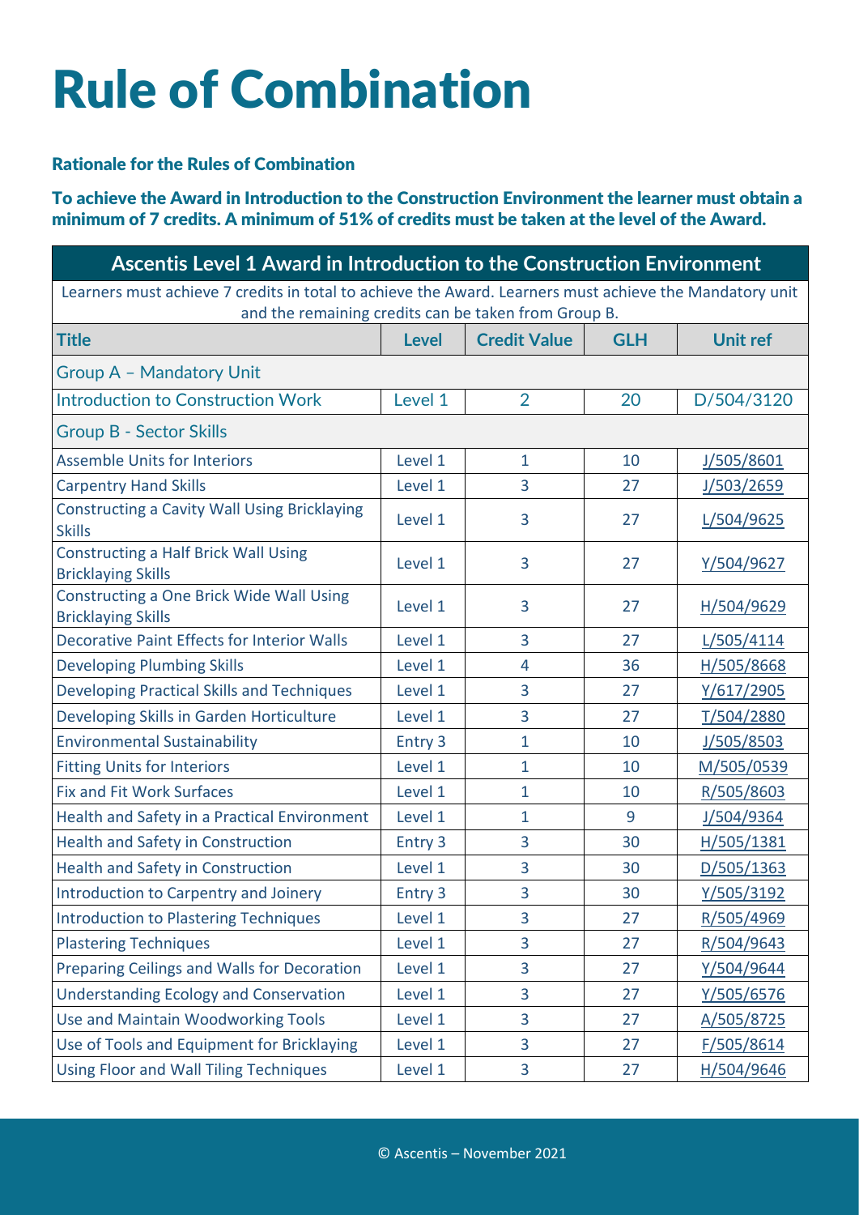# Rule of Combination

### Rationale for the Rules of Combination

**To achieve the Award in Introduction to the Construction Environment the learner must obtain a minimum of 7 credits. A minimum of 51% of credits must be taken at the level of the Award.**

| Ascentis Level 1 Award in Introduction to the Construction Environment | | | | |
|---|---|---|---|---|
| Learners must achieve 7 credits in total to achieve the Award. Learners must achieve the Mandatory unit and the remaining credits can be taken from Group B. | | | | |
| **Title** | **Level** | **Credit Value** | **GLH** | **Unit ref** |
| Group A – Mandatory Unit | | | | |
| Introduction to Construction Work | Level 1 | 2 | 20 | D/504/3120 |
| Group B - Sector Skills | | | | |
| Assemble Units for Interiors | Level 1 | 1 | 10 | J/505/8601 |
| Carpentry Hand Skills | Level 1 | 3 | 27 | J/503/2659 |
| Constructing a Cavity Wall Using Bricklaying Skills | Level 1 | 3 | 27 | L/504/9625 |
| Constructing a Half Brick Wall Using Bricklaying Skills | Level 1 | 3 | 27 | Y/504/9627 |
| Constructing a One Brick Wide Wall Using Bricklaying Skills | Level 1 | 3 | 27 | H/504/9629 |
| Decorative Paint Effects for Interior Walls | Level 1 | 3 | 27 | L/505/4114 |
| Developing Plumbing Skills | Level 1 | 4 | 36 | H/505/8668 |
| Developing Practical Skills and Techniques | Level 1 | 3 | 27 | Y/617/2905 |
| Developing Skills in Garden Horticulture | Level 1 | 3 | 27 | T/504/2880 |
| Environmental Sustainability | Entry 3 | 1 | 10 | J/505/8503 |
| Fitting Units for Interiors | Level 1 | 1 | 10 | M/505/0539 |
| Fix and Fit Work Surfaces | Level 1 | 1 | 10 | R/505/8603 |
| Health and Safety in a Practical Environment | Level 1 | 1 | 9 | J/504/9364 |
| Health and Safety in Construction | Entry 3 | 3 | 30 | H/505/1381 |
| Health and Safety in Construction | Level 1 | 3 | 30 | D/505/1363 |
| Introduction to Carpentry and Joinery | Entry 3 | 3 | 30 | Y/505/3192 |
| Introduction to Plastering Techniques | Level 1 | 3 | 27 | R/505/4969 |
| Plastering Techniques | Level 1 | 3 | 27 | R/504/9643 |
| Preparing Ceilings and Walls for Decoration | Level 1 | 3 | 27 | Y/504/9644 |
| Understanding Ecology and Conservation | Level 1 | 3 | 27 | Y/505/6576 |
| Use and Maintain Woodworking Tools | Level 1 | 3 | 27 | A/505/8725 |
| Use of Tools and Equipment for Bricklaying | Level 1 | 3 | 27 | F/505/8614 |
| Using Floor and Wall Tiling Techniques | Level 1 | 3 | 27 | H/504/9646 |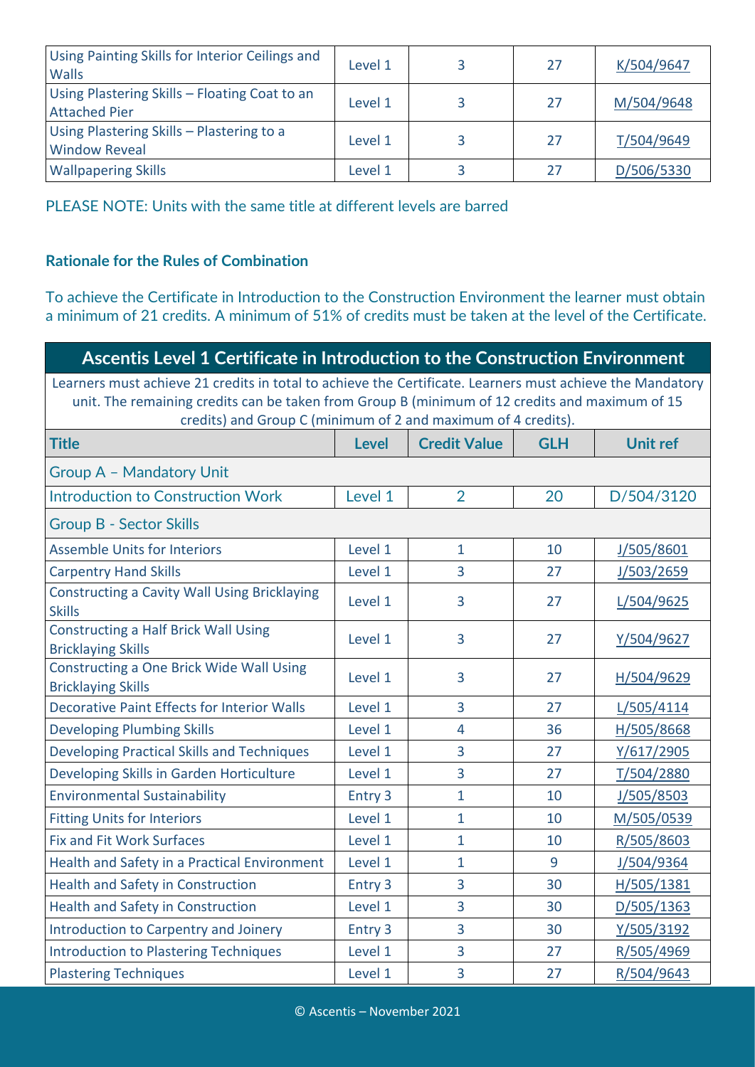| Using Painting Skills for Interior Ceilings and Walls | Level 1 | 3 | 27 | K/504/9647 |
|---|---|---|---|---|
| Using Plastering Skills – Floating Coat to an Attached Pier | Level 1 | 3 | 27 | M/504/9648 |
| Using Plastering Skills – Plastering to a Window Reveal | Level 1 | 3 | 27 | T/504/9649 |
| Wallpapering Skills | Level 1 | 3 | 27 | D/506/5330 |

PLEASE NOTE: Units with the same title at different levels are barred

**Rationale for the Rules of Combination**

To achieve the Certificate in Introduction to the Construction Environment the learner must obtain a minimum of 21 credits. A minimum of 51% of credits must be taken at the level of the Certificate.

| Ascentis Level 1 Certificate in Introduction to the Construction Environment | | | | |
|---|---|---|---|---|
| Learners must achieve 21 credits in total to achieve the Certificate. Learners must achieve the Mandatory unit. The remaining credits can be taken from Group B (minimum of 12 credits and maximum of 15 credits) and Group C (minimum of 2 and maximum of 4 credits). | | | | |
| **Title** | **Level** | **Credit Value** | **GLH** | **Unit ref** |
| Group A – Mandatory Unit | | | | |
| Introduction to Construction Work | Level 1 | 2 | 20 | D/504/3120 |
| Group B - Sector Skills | | | | |
| Assemble Units for Interiors | Level 1 | 1 | 10 | J/505/8601 |
| Carpentry Hand Skills | Level 1 | 3 | 27 | J/503/2659 |
| Constructing a Cavity Wall Using Bricklaying Skills | Level 1 | 3 | 27 | L/504/9625 |
| Constructing a Half Brick Wall Using Bricklaying Skills | Level 1 | 3 | 27 | Y/504/9627 |
| Constructing a One Brick Wide Wall Using Bricklaying Skills | Level 1 | 3 | 27 | H/504/9629 |
| Decorative Paint Effects for Interior Walls | Level 1 | 3 | 27 | L/505/4114 |
| Developing Plumbing Skills | Level 1 | 4 | 36 | H/505/8668 |
| Developing Practical Skills and Techniques | Level 1 | 3 | 27 | Y/617/2905 |
| Developing Skills in Garden Horticulture | Level 1 | 3 | 27 | T/504/2880 |
| Environmental Sustainability | Entry 3 | 1 | 10 | J/505/8503 |
| Fitting Units for Interiors | Level 1 | 1 | 10 | M/505/0539 |
| Fix and Fit Work Surfaces | Level 1 | 1 | 10 | R/505/8603 |
| Health and Safety in a Practical Environment | Level 1 | 1 | 9 | J/504/9364 |
| Health and Safety in Construction | Entry 3 | 3 | 30 | H/505/1381 |
| Health and Safety in Construction | Level 1 | 3 | 30 | D/505/1363 |
| Introduction to Carpentry and Joinery | Entry 3 | 3 | 30 | Y/505/3192 |
| Introduction to Plastering Techniques | Level 1 | 3 | 27 | R/505/4969 |
| Plastering Techniques | Level 1 | 3 | 27 | R/504/9643 |

© Ascentis – November 2021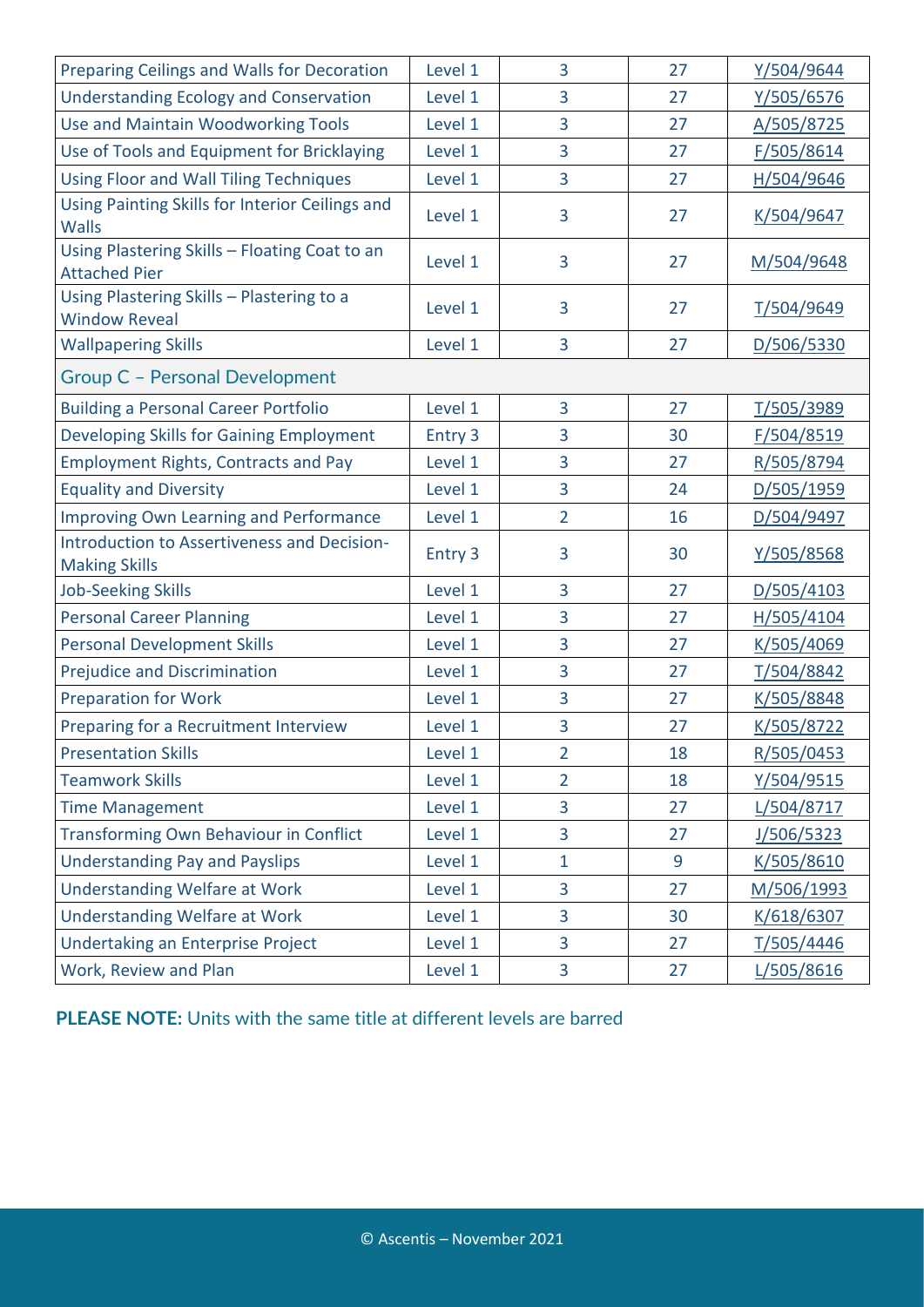| | | | | |
|---|---|---|---|---|
| Preparing Ceilings and Walls for Decoration | Level 1 | 3 | 27 | Y/504/9644 |
| Understanding Ecology and Conservation | Level 1 | 3 | 27 | Y/505/6576 |
| Use and Maintain Woodworking Tools | Level 1 | 3 | 27 | A/505/8725 |
| Use of Tools and Equipment for Bricklaying | Level 1 | 3 | 27 | F/505/8614 |
| Using Floor and Wall Tiling Techniques | Level 1 | 3 | 27 | H/504/9646 |
| Using Painting Skills for Interior Ceilings and Walls | Level 1 | 3 | 27 | K/504/9647 |
| Using Plastering Skills – Floating Coat to an Attached Pier | Level 1 | 3 | 27 | M/504/9648 |
| Using Plastering Skills – Plastering to a Window Reveal | Level 1 | 3 | 27 | T/504/9649 |
| Wallpapering Skills | Level 1 | 3 | 27 | D/506/5330 |
| **Group C – Personal Development** | | | | |
| Building a Personal Career Portfolio | Level 1 | 3 | 27 | T/505/3989 |
| Developing Skills for Gaining Employment | Entry 3 | 3 | 30 | F/504/8519 |
| Employment Rights, Contracts and Pay | Level 1 | 3 | 27 | R/505/8794 |
| Equality and Diversity | Level 1 | 3 | 24 | D/505/1959 |
| Improving Own Learning and Performance | Level 1 | 2 | 16 | D/504/9497 |
| Introduction to Assertiveness and Decision-Making Skills | Entry 3 | 3 | 30 | Y/505/8568 |
| Job-Seeking Skills | Level 1 | 3 | 27 | D/505/4103 |
| Personal Career Planning | Level 1 | 3 | 27 | H/505/4104 |
| Personal Development Skills | Level 1 | 3 | 27 | K/505/4069 |
| Prejudice and Discrimination | Level 1 | 3 | 27 | T/504/8842 |
| Preparation for Work | Level 1 | 3 | 27 | K/505/8848 |
| Preparing for a Recruitment Interview | Level 1 | 3 | 27 | K/505/8722 |
| Presentation Skills | Level 1 | 2 | 18 | R/505/0453 |
| Teamwork Skills | Level 1 | 2 | 18 | Y/504/9515 |
| Time Management | Level 1 | 3 | 27 | L/504/8717 |
| Transforming Own Behaviour in Conflict | Level 1 | 3 | 27 | J/506/5323 |
| Understanding Pay and Payslips | Level 1 | 1 | 9 | K/505/8610 |
| Understanding Welfare at Work | Level 1 | 3 | 27 | M/506/1993 |
| Understanding Welfare at Work | Level 1 | 3 | 30 | K/618/6307 |
| Undertaking an Enterprise Project | Level 1 | 3 | 27 | T/505/4446 |
| Work, Review and Plan | Level 1 | 3 | 27 | L/505/8616 |

**PLEASE NOTE:** Units with the same title at different levels are barred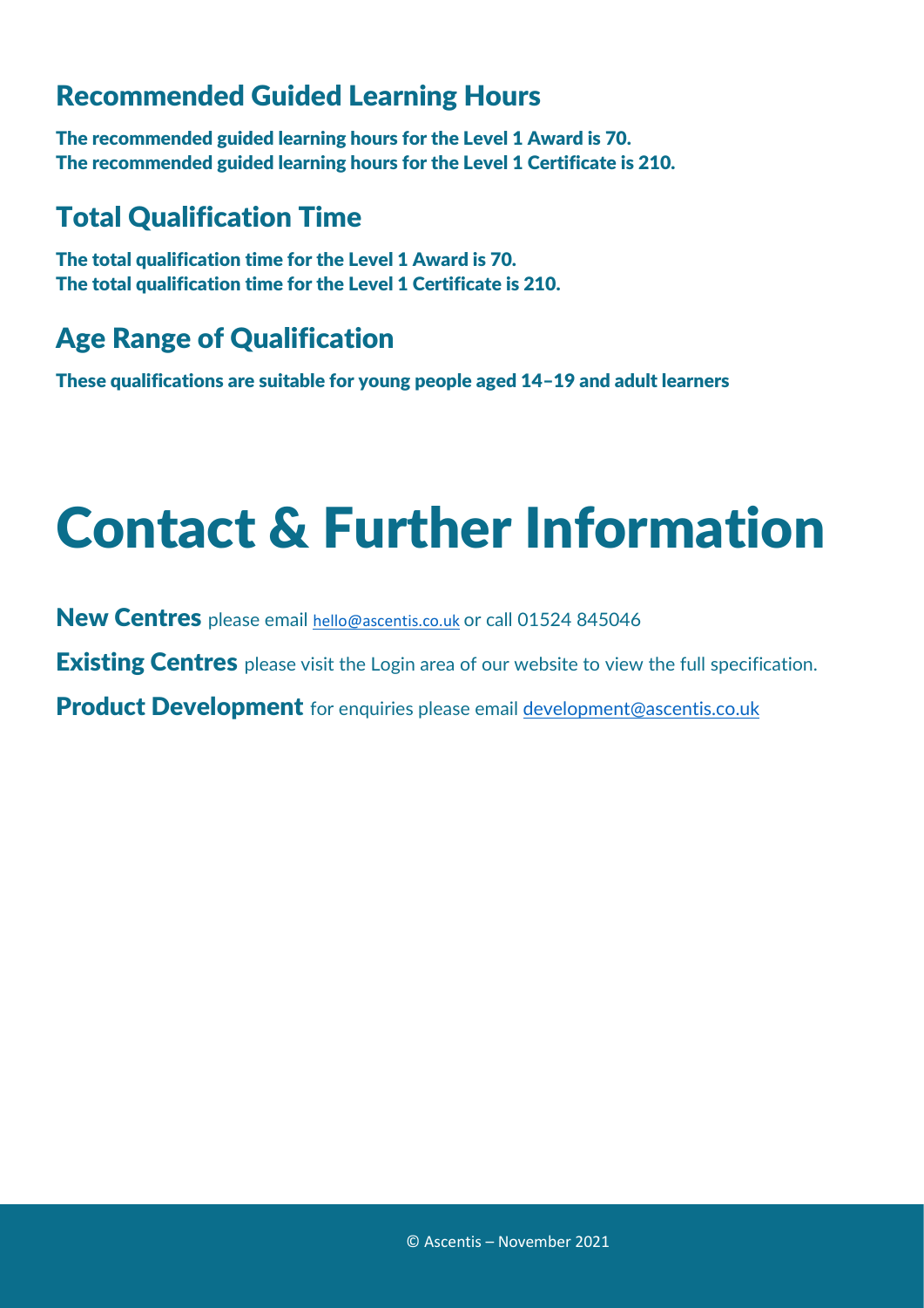## Recommended Guided Learning Hours

**The recommended guided learning hours for the Level 1 Award is 70.**
**The recommended guided learning hours for the Level 1 Certificate is 210.**

## Total Qualification Time

**The total qualification time for the Level 1 Award is 70.**
**The total qualification time for the Level 1 Certificate is 210.**

## Age Range of Qualification

**These qualifications are suitable for young people aged 14–19 and adult learners**

# Contact & Further Information

**New Centres** please email hello@ascentis.co.uk or call 01524 845046

**Existing Centres** please visit the Login area of our website to view the full specification.

**Product Development** for enquiries please email development@ascentis.co.uk

© Ascentis – November 2021